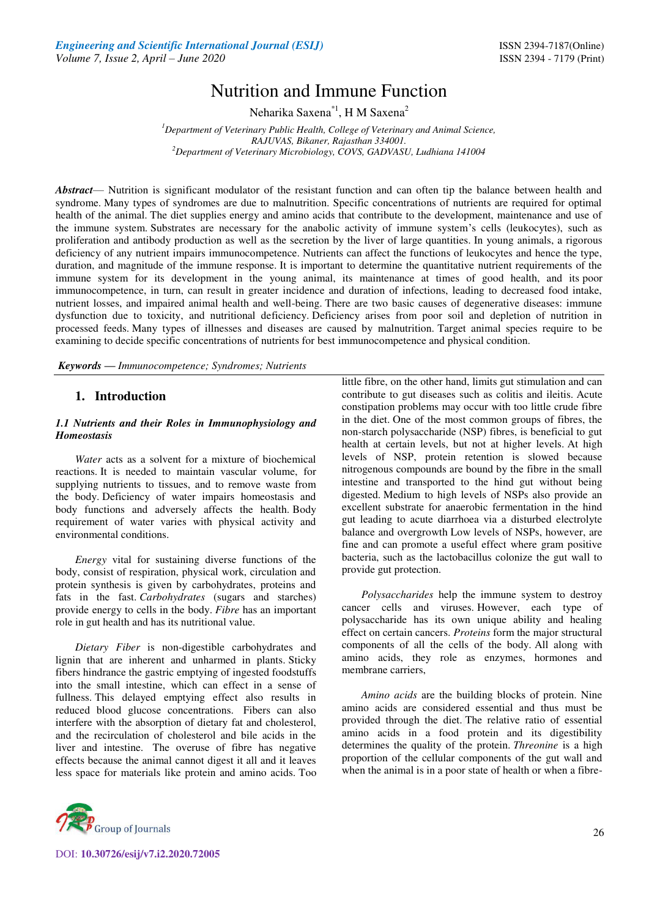# Nutrition and Immune Function

Neharika Saxena[*1], H M Saxena[2]

[1]*Department of Veterinary Public Health, College of Veterinary and Animal Science, RAJUVAS, Bikaner, Rajasthan 334001.*
[2]*Department of Veterinary Microbiology, COVS, GADVASU, Ludhiana 141004*

***Abstract***— Nutrition is significant modulator of the resistant function and can often tip the balance between health and syndrome. Many types of syndromes are due to malnutrition. Specific concentrations of nutrients are required for optimal health of the animal. The diet supplies energy and amino acids that contribute to the development, maintenance and use of the immune system. Substrates are necessary for the anabolic activity of immune system's cells (leukocytes), such as proliferation and antibody production as well as the secretion by the liver of large quantities. In young animals, a rigorous deficiency of any nutrient impairs immunocompetence. Nutrients can affect the functions of leukocytes and hence the type, duration, and magnitude of the immune response. It is important to determine the quantitative nutrient requirements of the immune system for its development in the young animal, its maintenance at times of good health, and its poor immunocompetence, in turn, can result in greater incidence and duration of infections, leading to decreased food intake, nutrient losses, and impaired animal health and well-being. There are two basic causes of degenerative diseases: immune dysfunction due to toxicity, and nutritional deficiency. Deficiency arises from poor soil and depletion of nutrition in processed feeds. Many types of illnesses and diseases are caused by malnutrition. Target animal species require to be examining to decide specific concentrations of nutrients for best immunocompetence and physical condition.

***Keywords*** ***— Immunocompetence; Syndromes; Nutrients***

## 1. Introduction

### *1.1 Nutrients and their Roles in Immunophysiology and Homeostasis*

*Water* acts as a solvent for a mixture of biochemical reactions. It is needed to maintain vascular volume, for supplying nutrients to tissues, and to remove waste from the body. Deficiency of water impairs homeostasis and body functions and adversely affects the health. Body requirement of water varies with physical activity and environmental conditions.

*Energy* vital for sustaining diverse functions of the body, consist of respiration, physical work, circulation and protein synthesis is given by carbohydrates, proteins and fats in the fast. *Carbohydrates* (sugars and starches) provide energy to cells in the body. *Fibre* has an important role in gut health and has its nutritional value.

*Dietary Fiber* is non-digestible carbohydrates and lignin that are inherent and unharmed in plants. Sticky fibers hindrance the gastric emptying of ingested foodstuffs into the small intestine, which can effect in a sense of fullness. This delayed emptying effect also results in reduced blood glucose concentrations. Fibers can also interfere with the absorption of dietary fat and cholesterol, and the recirculation of cholesterol and bile acids in the liver and intestine. The overuse of fibre has negative effects because the animal cannot digest it all and it leaves less space for materials like protein and amino acids. Too little fibre, on the other hand, limits gut stimulation and can contribute to gut diseases such as colitis and ileitis. Acute constipation problems may occur with too little crude fibre in the diet. One of the most common groups of fibres, the non-starch polysaccharide (NSP) fibres, is beneficial to gut health at certain levels, but not at higher levels. At high levels of NSP, protein retention is slowed because nitrogenous compounds are bound by the fibre in the small intestine and transported to the hind gut without being digested. Medium to high levels of NSPs also provide an excellent substrate for anaerobic fermentation in the hind gut leading to acute diarrhoea via a disturbed electrolyte balance and overgrowth Low levels of NSPs, however, are fine and can promote a useful effect where gram positive bacteria, such as the lactobacillus colonize the gut wall to provide gut protection.

*Polysaccharides* help the immune system to destroy cancer cells and viruses. However, each type of polysaccharide has its own unique ability and healing effect on certain cancers. *Proteins* form the major structural components of all the cells of the body. All along with amino acids, they role as enzymes, hormones and membrane carriers,

*Amino acids* are the building blocks of protein. Nine amino acids are considered essential and thus must be provided through the diet. The relative ratio of essential amino acids in a food protein and its digestibility determines the quality of the protein. *Threonine* is a high proportion of the cellular components of the gut wall and when the animal is in a poor state of health or when a fibre-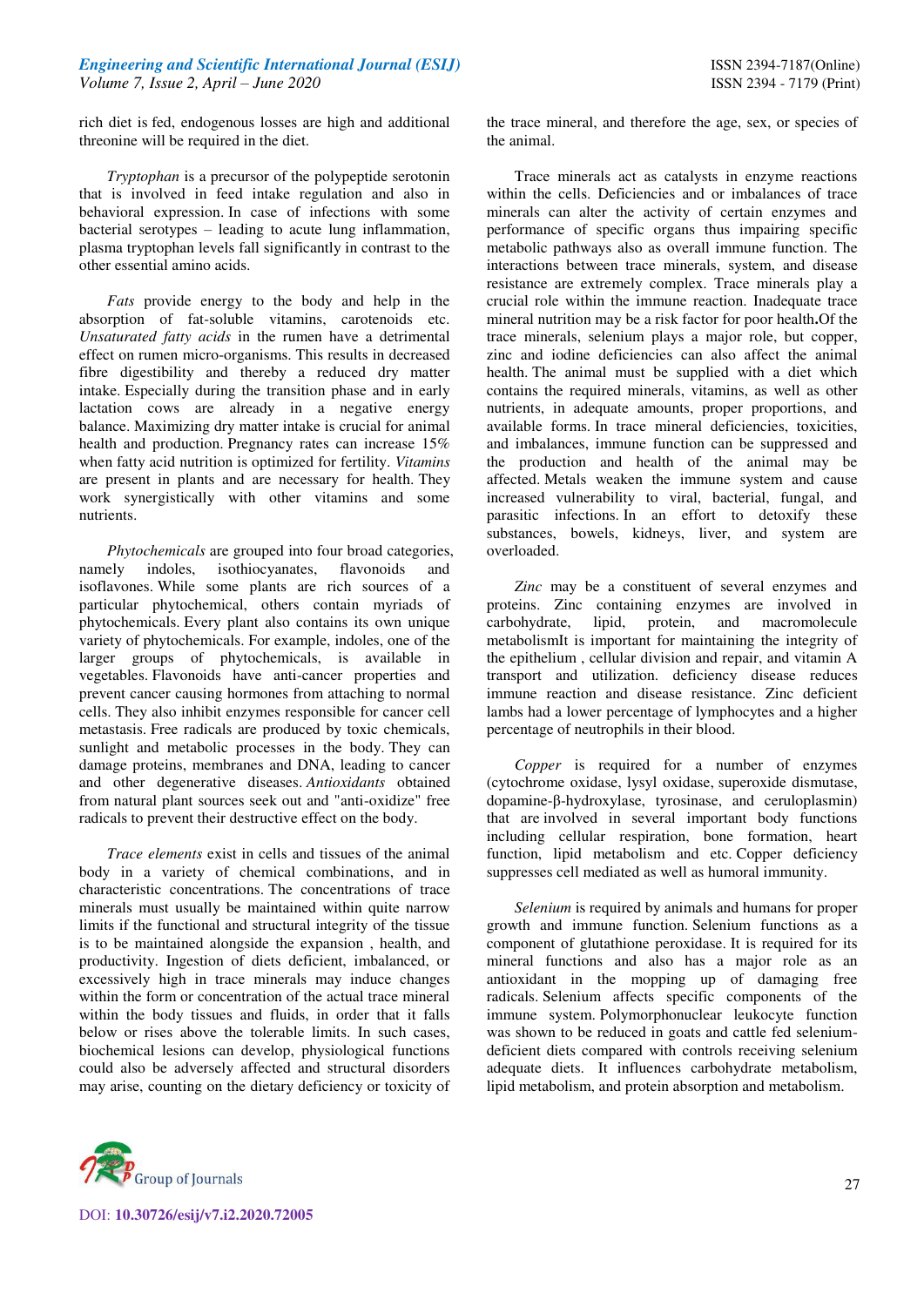rich diet is fed, endogenous losses are high and additional threonine will be required in the diet.

*Tryptophan* is a precursor of the polypeptide serotonin that is involved in feed intake regulation and also in behavioral expression. In case of infections with some bacterial serotypes – leading to acute lung inflammation, plasma tryptophan levels fall significantly in contrast to the other essential amino acids.

*Fats* provide energy to the body and help in the absorption of fat-soluble vitamins, carotenoids etc. *Unsaturated fatty acids* in the rumen have a detrimental effect on rumen micro-organisms. This results in decreased fibre digestibility and thereby a reduced dry matter intake. Especially during the transition phase and in early lactation cows are already in a negative energy balance. Maximizing dry matter intake is crucial for animal health and production. Pregnancy rates can increase 15% when fatty acid nutrition is optimized for fertility. *Vitamins* are present in plants and are necessary for health. They work synergistically with other vitamins and some nutrients.

*Phytochemicals* are grouped into four broad categories, namely indoles, isothiocyanates, flavonoids and isoflavones. While some plants are rich sources of a particular phytochemical, others contain myriads of phytochemicals. Every plant also contains its own unique variety of phytochemicals. For example, indoles, one of the larger groups of phytochemicals, is available in vegetables. Flavonoids have anti-cancer properties and prevent cancer causing hormones from attaching to normal cells. They also inhibit enzymes responsible for cancer cell metastasis. Free radicals are produced by toxic chemicals, sunlight and metabolic processes in the body. They can damage proteins, membranes and DNA, leading to cancer and other degenerative diseases. *Antioxidants* obtained from natural plant sources seek out and "anti-oxidize" free radicals to prevent their destructive effect on the body.

*Trace elements* exist in cells and tissues of the animal body in a variety of chemical combinations, and in characteristic concentrations. The concentrations of trace minerals must usually be maintained within quite narrow limits if the functional and structural integrity of the tissue is to be maintained alongside the expansion , health, and productivity. Ingestion of diets deficient, imbalanced, or excessively high in trace minerals may induce changes within the form or concentration of the actual trace mineral within the body tissues and fluids, in order that it falls below or rises above the tolerable limits. In such cases, biochemical lesions can develop, physiological functions could also be adversely affected and structural disorders may arise, counting on the dietary deficiency or toxicity of the trace mineral, and therefore the age, sex, or species of the animal.

Trace minerals act as catalysts in enzyme reactions within the cells. Deficiencies and or imbalances of trace minerals can alter the activity of certain enzymes and performance of specific organs thus impairing specific metabolic pathways also as overall immune function. The interactions between trace minerals, system, and disease resistance are extremely complex. Trace minerals play a crucial role within the immune reaction. Inadequate trace mineral nutrition may be a risk factor for poor health**.**Of the trace minerals, selenium plays a major role, but copper, zinc and iodine deficiencies can also affect the animal health. The animal must be supplied with a diet which contains the required minerals, vitamins, as well as other nutrients, in adequate amounts, proper proportions, and available forms. In trace mineral deficiencies, toxicities, and imbalances, immune function can be suppressed and the production and health of the animal may be affected. Metals weaken the immune system and cause increased vulnerability to viral, bacterial, fungal, and parasitic infections. In an effort to detoxify these substances, bowels, kidneys, liver, and system are overloaded.

*Zinc* may be a constituent of several enzymes and proteins. Zinc containing enzymes are involved in carbohydrate, lipid, protein, and macromolecule metabolismIt is important for maintaining the integrity of the epithelium , cellular division and repair, and vitamin A transport and utilization. deficiency disease reduces immune reaction and disease resistance. Zinc deficient lambs had a lower percentage of lymphocytes and a higher percentage of neutrophils in their blood.

*Copper* is required for a number of enzymes (cytochrome oxidase, lysyl oxidase, superoxide dismutase, dopamine-β-hydroxylase, tyrosinase, and ceruloplasmin) that are involved in several important body functions including cellular respiration, bone formation, heart function, lipid metabolism and etc. Copper deficiency suppresses cell mediated as well as humoral immunity.

*Selenium* is required by animals and humans for proper growth and immune function. Selenium functions as a component of glutathione peroxidase. It is required for its mineral functions and also has a major role as an antioxidant in the mopping up of damaging free radicals. Selenium affects specific components of the immune system. Polymorphonuclear leukocyte function was shown to be reduced in goats and cattle fed selenium-deficient diets compared with controls receiving selenium adequate diets. It influences carbohydrate metabolism, lipid metabolism, and protein absorption and metabolism.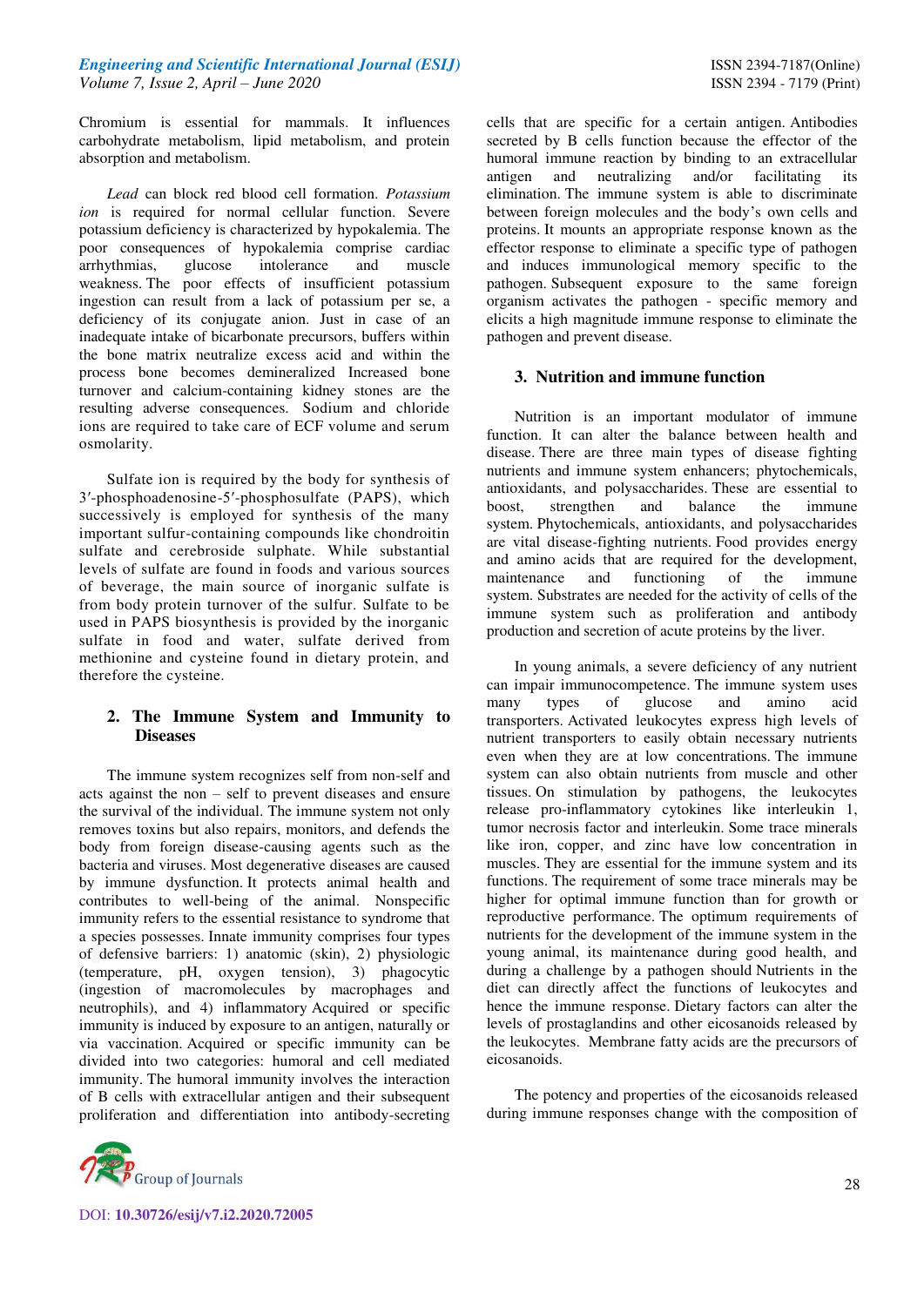Chromium is essential for mammals. It influences carbohydrate metabolism, lipid metabolism, and protein absorption and metabolism.

*Lead* can block red blood cell formation. *Potassium ion* is required for normal cellular function. Severe potassium deficiency is characterized by hypokalemia. The poor consequences of hypokalemia comprise cardiac arrhythmias, glucose intolerance and muscle weakness. The poor effects of insufficient potassium ingestion can result from a lack of potassium per se, a deficiency of its conjugate anion. Just in case of an inadequate intake of bicarbonate precursors, buffers within the bone matrix neutralize excess acid and within the process bone becomes demineralized Increased bone turnover and calcium-containing kidney stones are the resulting adverse consequences. Sodium and chloride ions are required to take care of ECF volume and serum osmolarity.

Sulfate ion is required by the body for synthesis of 3′-phosphoadenosine-5′-phosphosulfate (PAPS), which successively is employed for synthesis of the many important sulfur-containing compounds like chondroitin sulfate and cerebroside sulphate. While substantial levels of sulfate are found in foods and various sources of beverage, the main source of inorganic sulfate is from body protein turnover of the sulfur. Sulfate to be used in PAPS biosynthesis is provided by the inorganic sulfate in food and water, sulfate derived from methionine and cysteine found in dietary protein, and therefore the cysteine.

## 2. The Immune System and Immunity to Diseases

The immune system recognizes self from non-self and acts against the non – self to prevent diseases and ensure the survival of the individual. The immune system not only removes toxins but also repairs, monitors, and defends the body from foreign disease-causing agents such as the bacteria and viruses. Most degenerative diseases are caused by immune dysfunction. It protects animal health and contributes to well-being of the animal. Nonspecific immunity refers to the essential resistance to syndrome that a species possesses. Innate immunity comprises four types of defensive barriers: 1) anatomic (skin), 2) physiologic (temperature, pH, oxygen tension), 3) phagocytic (ingestion of macromolecules by macrophages and neutrophils), and 4) inflammatory Acquired or specific immunity is induced by exposure to an antigen, naturally or via vaccination. Acquired or specific immunity can be divided into two categories: humoral and cell mediated immunity. The humoral immunity involves the interaction of B cells with extracellular antigen and their subsequent proliferation and differentiation into antibody-secreting cells that are specific for a certain antigen. Antibodies secreted by B cells function because the effector of the humoral immune reaction by binding to an extracellular antigen and neutralizing and/or facilitating its elimination. The immune system is able to discriminate between foreign molecules and the body's own cells and proteins. It mounts an appropriate response known as the effector response to eliminate a specific type of pathogen and induces immunological memory specific to the pathogen. Subsequent exposure to the same foreign organism activates the pathogen - specific memory and elicits a high magnitude immune response to eliminate the pathogen and prevent disease.

## 3. Nutrition and immune function

Nutrition is an important modulator of immune function. It can alter the balance between health and disease. There are three main types of disease fighting nutrients and immune system enhancers; phytochemicals, antioxidants, and polysaccharides. These are essential to boost, strengthen and balance the immune system. Phytochemicals, antioxidants, and polysaccharides are vital disease-fighting nutrients. Food provides energy and amino acids that are required for the development, maintenance and functioning of the immune system. Substrates are needed for the activity of cells of the immune system such as proliferation and antibody production and secretion of acute proteins by the liver.

In young animals, a severe deficiency of any nutrient can impair immunocompetence. The immune system uses many types of glucose and amino acid transporters. Activated leukocytes express high levels of nutrient transporters to easily obtain necessary nutrients even when they are at low concentrations. The immune system can also obtain nutrients from muscle and other tissues. On stimulation by pathogens, the leukocytes release pro-inflammatory cytokines like interleukin 1, tumor necrosis factor and interleukin. Some trace minerals like iron, copper, and zinc have low concentration in muscles. They are essential for the immune system and its functions. The requirement of some trace minerals may be higher for optimal immune function than for growth or reproductive performance. The optimum requirements of nutrients for the development of the immune system in the young animal, its maintenance during good health, and during a challenge by a pathogen should Nutrients in the diet can directly affect the functions of leukocytes and hence the immune response. Dietary factors can alter the levels of prostaglandins and other eicosanoids released by the leukocytes. Membrane fatty acids are the precursors of eicosanoids.

The potency and properties of the eicosanoids released during immune responses change with the composition of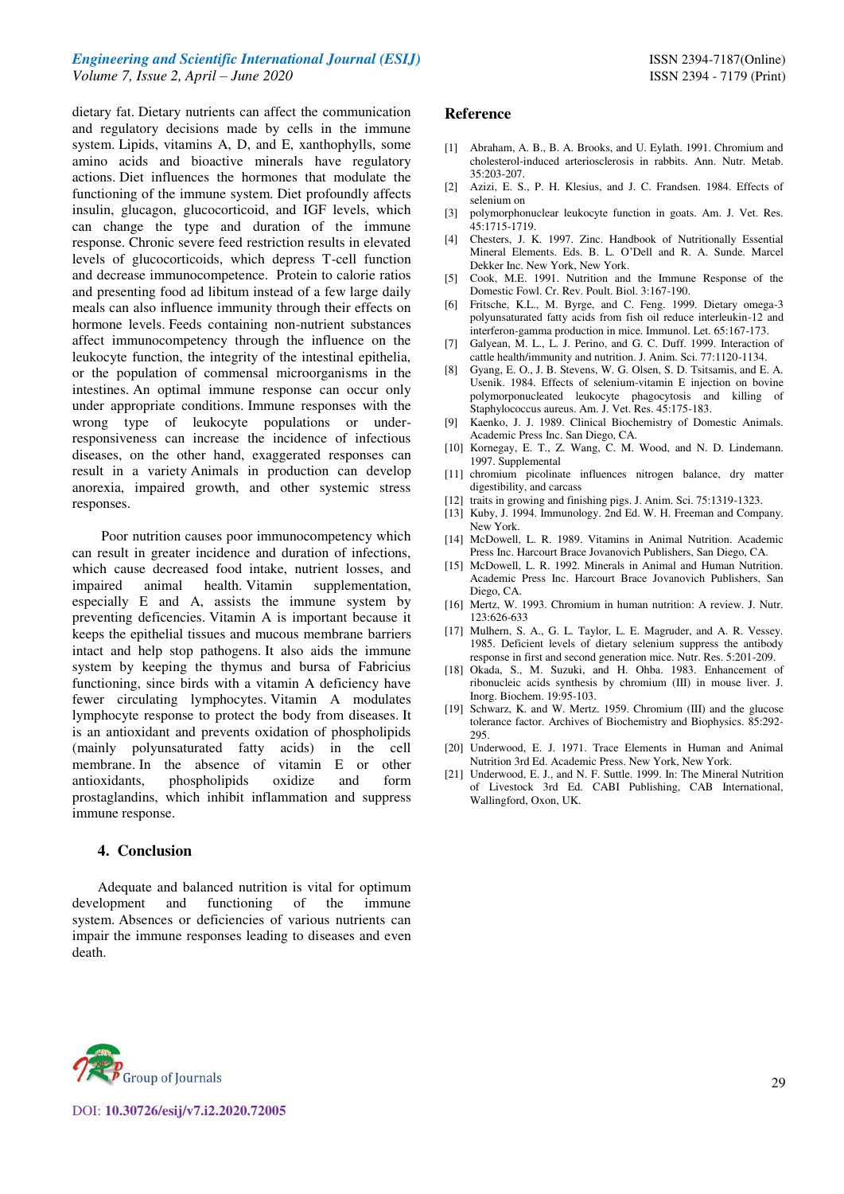dietary fat. Dietary nutrients can affect the communication and regulatory decisions made by cells in the immune system. Lipids, vitamins A, D, and E, xanthophylls, some amino acids and bioactive minerals have regulatory actions. Diet influences the hormones that modulate the functioning of the immune system. Diet profoundly affects insulin, glucagon, glucocorticoid, and IGF levels, which can change the type and duration of the immune response. Chronic severe feed restriction results in elevated levels of glucocorticoids, which depress T-cell function and decrease immunocompetence. Protein to calorie ratios and presenting food ad libitum instead of a few large daily meals can also influence immunity through their effects on hormone levels. Feeds containing non-nutrient substances affect immunocompetency through the influence on the leukocyte function, the integrity of the intestinal epithelia, or the population of commensal microorganisms in the intestines. An optimal immune response can occur only under appropriate conditions. Immune responses with the wrong type of leukocyte populations or under-responsiveness can increase the incidence of infectious diseases, on the other hand, exaggerated responses can result in a variety Animals in production can develop anorexia, impaired growth, and other systemic stress responses.

Poor nutrition causes poor immunocompetency which can result in greater incidence and duration of infections, which cause decreased food intake, nutrient losses, and impaired animal health. Vitamin supplementation, especially E and A, assists the immune system by preventing deficencies. Vitamin A is important because it keeps the epithelial tissues and mucous membrane barriers intact and help stop pathogens. It also aids the immune system by keeping the thymus and bursa of Fabricius functioning, since birds with a vitamin A deficiency have fewer circulating lymphocytes. Vitamin A modulates lymphocyte response to protect the body from diseases. It is an antioxidant and prevents oxidation of phospholipids (mainly polyunsaturated fatty acids) in the cell membrane. In the absence of vitamin E or other antioxidants, phospholipids oxidize and form prostaglandins, which inhibit inflammation and suppress immune response.

## 4. Conclusion

Adequate and balanced nutrition is vital for optimum development and functioning of the immune system. Absences or deficiencies of various nutrients can impair the immune responses leading to diseases and even death.

## Reference

[1] Abraham, A. B., B. A. Brooks, and U. Eylath. 1991. Chromium and cholesterol-induced arteriosclerosis in rabbits. Ann. Nutr. Metab. 35:203-207.

[2] Azizi, E. S., P. H. Klesius, and J. C. Frandsen. 1984. Effects of selenium on

[3] polymorphonuclear leukocyte function in goats. Am. J. Vet. Res. 45:1715-1719.

[4] Chesters, J. K. 1997. Zinc. Handbook of Nutritionally Essential Mineral Elements. Eds. B. L. O'Dell and R. A. Sunde. Marcel Dekker Inc. New York, New York.

[5] Cook, M.E. 1991. Nutrition and the Immune Response of the Domestic Fowl. Cr. Rev. Poult. Biol. 3:167-190.

[6] Fritsche, K.L., M. Byrge, and C. Feng. 1999. Dietary omega-3 polyunsaturated fatty acids from fish oil reduce interleukin-12 and interferon-gamma production in mice. Immunol. Let. 65:167-173.

[7] Galyean, M. L., L. J. Perino, and G. C. Duff. 1999. Interaction of cattle health/immunity and nutrition. J. Anim. Sci. 77:1120-1134.

[8] Gyang, E. O., J. B. Stevens, W. G. Olsen, S. D. Tsitsamis, and E. A. Usenik. 1984. Effects of selenium-vitamin E injection on bovine polymorponucleated leukocyte phagocytosis and killing of Staphylococcus aureus. Am. J. Vet. Res. 45:175-183.

[9] Kaenko, J. J. 1989. Clinical Biochemistry of Domestic Animals. Academic Press Inc. San Diego, CA.

[10] Kornegay, E. T., Z. Wang, C. M. Wood, and N. D. Lindemann. 1997. Supplemental

[11] chromium picolinate influences nitrogen balance, dry matter digestibility, and carcass

[12] traits in growing and finishing pigs. J. Anim. Sci. 75:1319-1323.

[13] Kuby, J. 1994. Immunology. 2nd Ed. W. H. Freeman and Company. New York.

[14] McDowell, L. R. 1989. Vitamins in Animal Nutrition. Academic Press Inc. Harcourt Brace Jovanovich Publishers, San Diego, CA.

[15] McDowell, L. R. 1992. Minerals in Animal and Human Nutrition. Academic Press Inc. Harcourt Brace Jovanovich Publishers, San Diego, CA.

[16] Mertz, W. 1993. Chromium in human nutrition: A review. J. Nutr. 123:626-633

[17] Mulhern, S. A., G. L. Taylor, L. E. Magruder, and A. R. Vessey. 1985. Deficient levels of dietary selenium suppress the antibody response in first and second generation mice. Nutr. Res. 5:201-209.

[18] Okada, S., M. Suzuki, and H. Ohba. 1983. Enhancement of ribonucleic acids synthesis by chromium (III) in mouse liver. J. Inorg. Biochem. 19:95-103.

[19] Schwarz, K. and W. Mertz. 1959. Chromium (III) and the glucose tolerance factor. Archives of Biochemistry and Biophysics. 85:292-295.

[20] Underwood, E. J. 1971. Trace Elements in Human and Animal Nutrition 3rd Ed. Academic Press. New York, New York.

[21] Underwood, E. J., and N. F. Suttle. 1999. In: The Mineral Nutrition of Livestock 3rd Ed. CABI Publishing, CAB International, Wallingford, Oxon, UK.